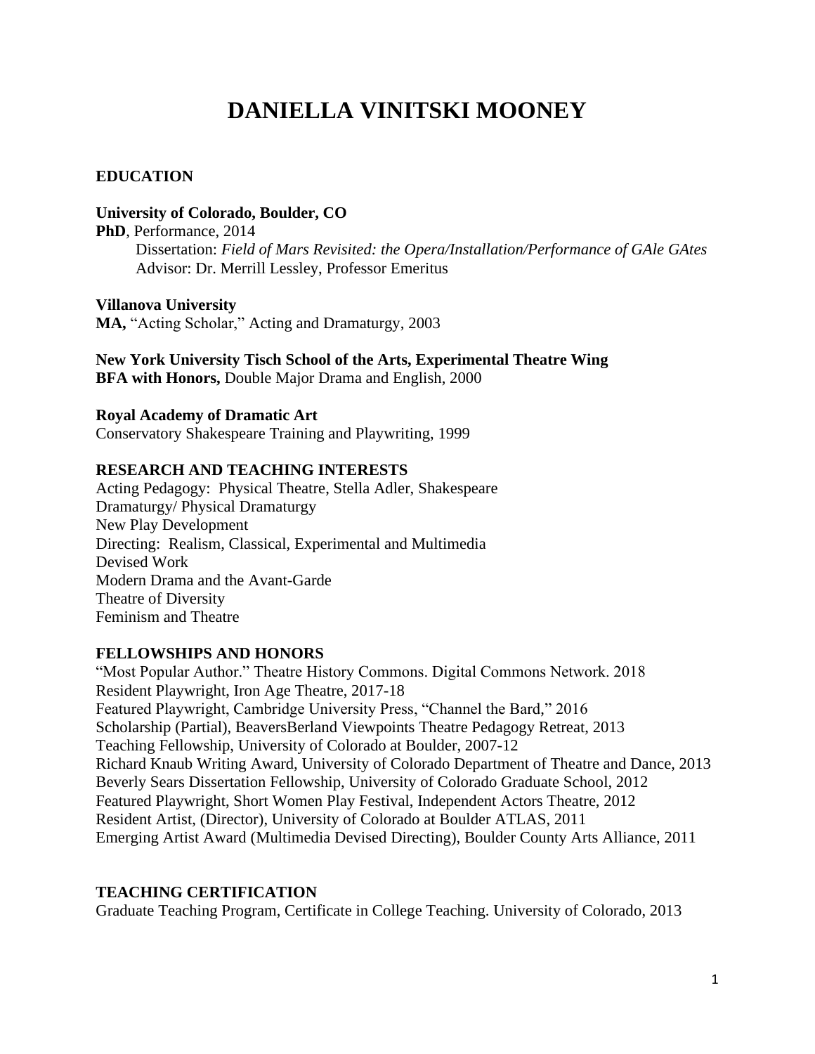# DANIELLA VINITSKI MOONEY

## EDUCATION

**University of Colorado, Boulder, CO**
**PhD**, Performance, 2014
Dissertation: *Field of Mars Revisited: the Opera/Installation/Performance of GAle GAtes*
Advisor: Dr. Merrill Lessley, Professor Emeritus

**Villanova University**
**MA,** "Acting Scholar," Acting and Dramaturgy, 2003

**New York University Tisch School of the Arts, Experimental Theatre Wing**
**BFA with Honors,** Double Major Drama and English, 2000

**Royal Academy of Dramatic Art**
Conservatory Shakespeare Training and Playwriting, 1999

## RESEARCH AND TEACHING INTERESTS

Acting Pedagogy: Physical Theatre, Stella Adler, Shakespeare
Dramaturgy/ Physical Dramaturgy
New Play Development
Directing: Realism, Classical, Experimental and Multimedia
Devised Work
Modern Drama and the Avant-Garde
Theatre of Diversity
Feminism and Theatre

## FELLOWSHIPS AND HONORS

"Most Popular Author." Theatre History Commons. Digital Commons Network. 2018
Resident Playwright, Iron Age Theatre, 2017-18
Featured Playwright, Cambridge University Press, "Channel the Bard," 2016
Scholarship (Partial), BeaversBerland Viewpoints Theatre Pedagogy Retreat, 2013
Teaching Fellowship, University of Colorado at Boulder, 2007-12
Richard Knaub Writing Award, University of Colorado Department of Theatre and Dance, 2013
Beverly Sears Dissertation Fellowship, University of Colorado Graduate School, 2012
Featured Playwright, Short Women Play Festival, Independent Actors Theatre, 2012
Resident Artist, (Director), University of Colorado at Boulder ATLAS, 2011
Emerging Artist Award (Multimedia Devised Directing), Boulder County Arts Alliance, 2011

## TEACHING CERTIFICATION

Graduate Teaching Program, Certificate in College Teaching. University of Colorado, 2013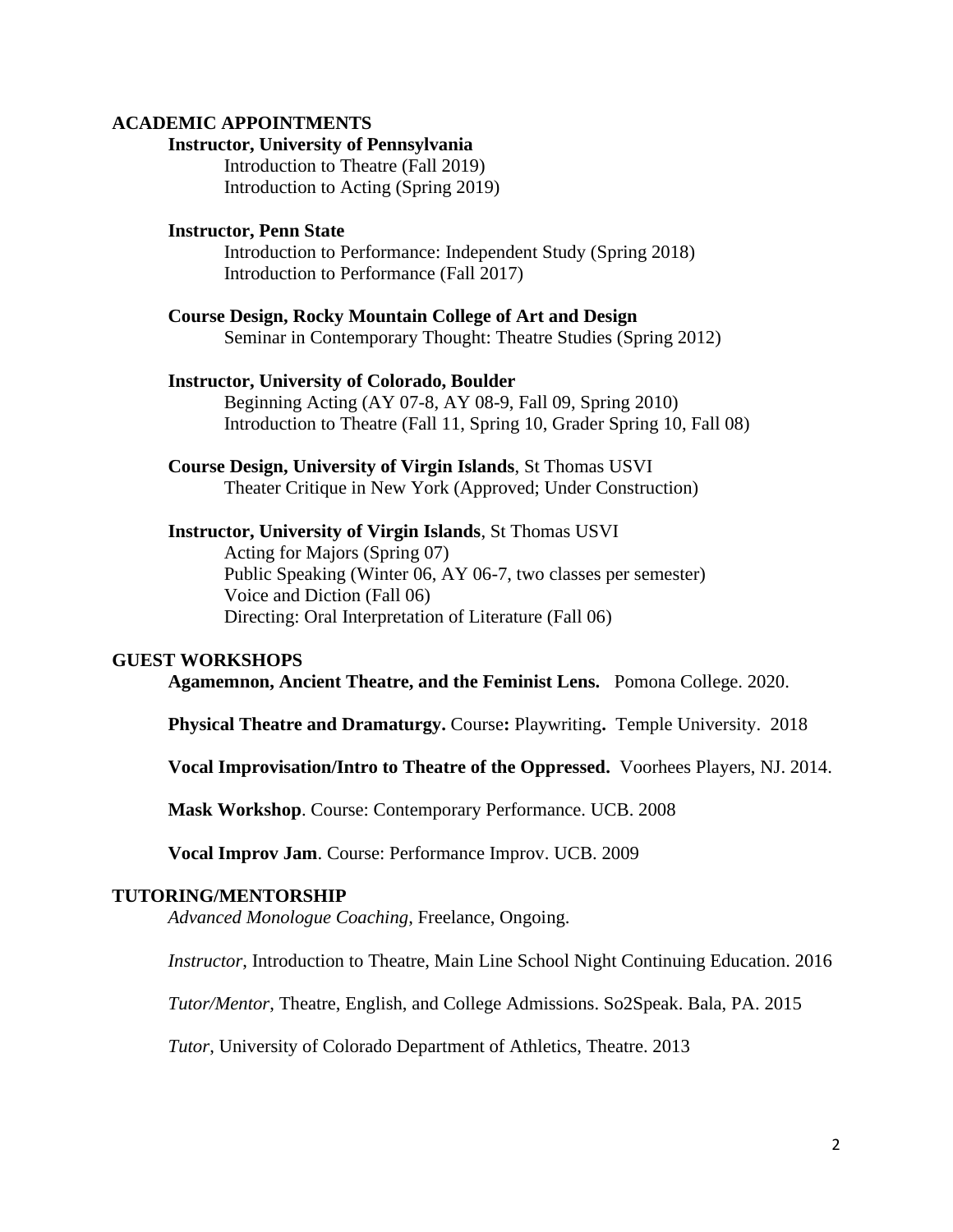## ACADEMIC APPOINTMENTS

**Instructor, University of Pennsylvania**

Introduction to Theatre (Fall 2019)
Introduction to Acting (Spring 2019)

**Instructor, Penn State**

Introduction to Performance: Independent Study (Spring 2018)
Introduction to Performance (Fall 2017)

**Course Design, Rocky Mountain College of Art and Design**

Seminar in Contemporary Thought: Theatre Studies (Spring 2012)

**Instructor, University of Colorado, Boulder**

Beginning Acting (AY 07-8, AY 08-9, Fall 09, Spring 2010)
Introduction to Theatre (Fall 11, Spring 10, Grader Spring 10, Fall 08)

**Course Design, University of Virgin Islands**, St Thomas USVI

Theater Critique in New York (Approved; Under Construction)

**Instructor, University of Virgin Islands**, St Thomas USVI

Acting for Majors (Spring 07)
Public Speaking (Winter 06, AY 06-7, two classes per semester)
Voice and Diction (Fall 06)
Directing: Oral Interpretation of Literature (Fall 06)

## GUEST WORKSHOPS

**Agamemnon, Ancient Theatre, and the Feminist Lens.** Pomona College. 2020.

**Physical Theatre and Dramaturgy.** Course**:** Playwriting**.** Temple University. 2018

**Vocal Improvisation/Intro to Theatre of the Oppressed.** Voorhees Players, NJ. 2014.

**Mask Workshop**. Course: Contemporary Performance. UCB. 2008

**Vocal Improv Jam**. Course: Performance Improv. UCB. 2009

## TUTORING/MENTORSHIP

*Advanced Monologue Coaching*, Freelance, Ongoing.

*Instructor*, Introduction to Theatre, Main Line School Night Continuing Education. 2016

*Tutor/Mentor*, Theatre, English, and College Admissions. So2Speak. Bala, PA. 2015

*Tutor*, University of Colorado Department of Athletics, Theatre. 2013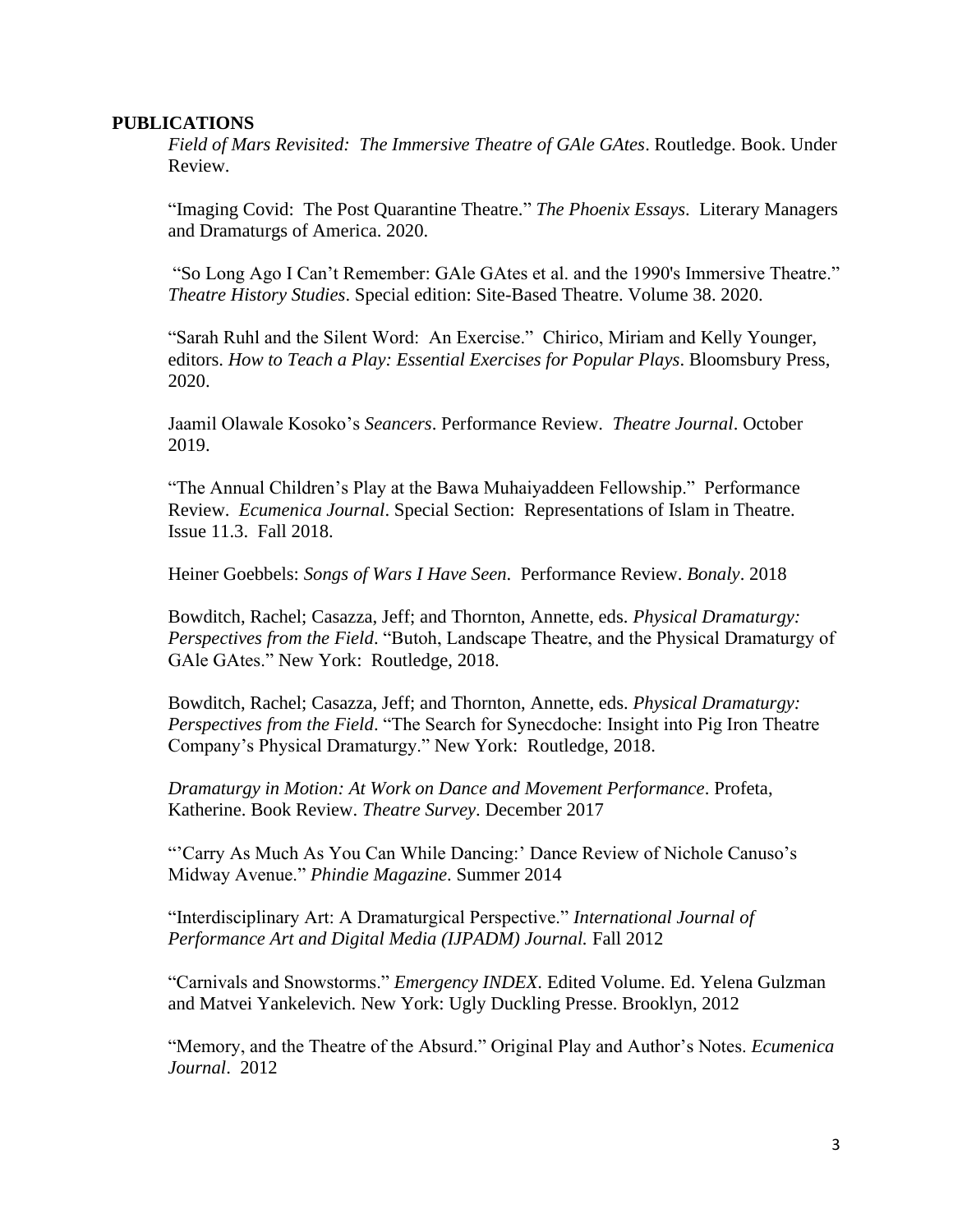## PUBLICATIONS

*Field of Mars Revisited: The Immersive Theatre of GAle GAtes*. Routledge. Book. Under Review.

"Imaging Covid: The Post Quarantine Theatre." *The Phoenix Essays*. Literary Managers and Dramaturgs of America. 2020.

"So Long Ago I Can't Remember: GAle GAtes et al. and the 1990's Immersive Theatre." *Theatre History Studies*. Special edition: Site-Based Theatre. Volume 38. 2020.

"Sarah Ruhl and the Silent Word: An Exercise." Chirico, Miriam and Kelly Younger, editors. *How to Teach a Play: Essential Exercises for Popular Plays*. Bloomsbury Press, 2020.

Jaamil Olawale Kosoko's *Seancers*. Performance Review. *Theatre Journal*. October 2019.

"The Annual Children's Play at the Bawa Muhaiyaddeen Fellowship." Performance Review. *Ecumenica Journal*. Special Section: Representations of Islam in Theatre. Issue 11.3. Fall 2018.

Heiner Goebbels: *Songs of Wars I Have Seen*. Performance Review. *Bonaly*. 2018

Bowditch, Rachel; Casazza, Jeff; and Thornton, Annette, eds. *Physical Dramaturgy: Perspectives from the Field*. "Butoh, Landscape Theatre, and the Physical Dramaturgy of GAle GAtes." New York: Routledge, 2018.

Bowditch, Rachel; Casazza, Jeff; and Thornton, Annette, eds. *Physical Dramaturgy: Perspectives from the Field*. "The Search for Synecdoche: Insight into Pig Iron Theatre Company's Physical Dramaturgy." New York: Routledge, 2018.

*Dramaturgy in Motion: At Work on Dance and Movement Performance*. Profeta, Katherine. Book Review. *Theatre Survey*. December 2017

"'Carry As Much As You Can While Dancing:' Dance Review of Nichole Canuso's Midway Avenue." *Phindie Magazine*. Summer 2014

"Interdisciplinary Art: A Dramaturgical Perspective." *International Journal of Performance Art and Digital Media (IJPADM) Journal.* Fall 2012

"Carnivals and Snowstorms." *Emergency INDEX*. Edited Volume. Ed. Yelena Gulzman and Matvei Yankelevich. New York: Ugly Duckling Presse. Brooklyn, 2012

"Memory, and the Theatre of the Absurd." Original Play and Author's Notes. *Ecumenica Journal*. 2012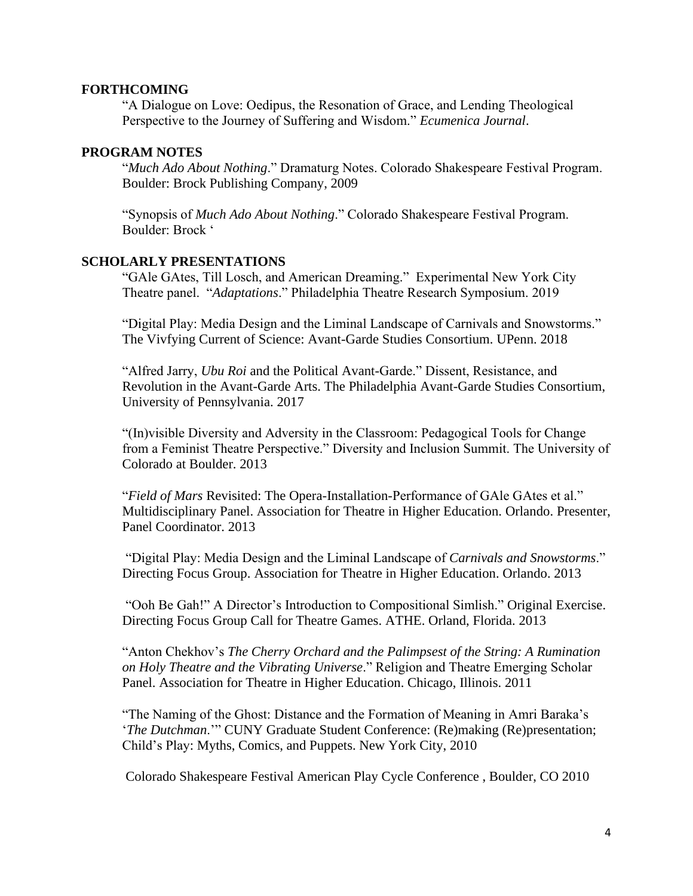**FORTHCOMING**

"A Dialogue on Love: Oedipus, the Resonation of Grace, and Lending Theological Perspective to the Journey of Suffering and Wisdom." *Ecumenica Journal*.

**PROGRAM NOTES**

"*Much Ado About Nothing*." Dramaturg Notes. Colorado Shakespeare Festival Program. Boulder: Brock Publishing Company, 2009

"Synopsis of *Much Ado About Nothing*." Colorado Shakespeare Festival Program. Boulder: Brock '

**SCHOLARLY PRESENTATIONS**

"GAle GAtes, Till Losch, and American Dreaming." Experimental New York City Theatre panel. "*Adaptations*." Philadelphia Theatre Research Symposium. 2019

"Digital Play: Media Design and the Liminal Landscape of Carnivals and Snowstorms." The Vivfying Current of Science: Avant-Garde Studies Consortium. UPenn. 2018

"Alfred Jarry, *Ubu Roi* and the Political Avant-Garde." Dissent, Resistance, and Revolution in the Avant-Garde Arts. The Philadelphia Avant-Garde Studies Consortium, University of Pennsylvania. 2017

"(In)visible Diversity and Adversity in the Classroom: Pedagogical Tools for Change from a Feminist Theatre Perspective." Diversity and Inclusion Summit. The University of Colorado at Boulder. 2013

"*Field of Mars* Revisited: The Opera-Installation-Performance of GAle GAtes et al." Multidisciplinary Panel. Association for Theatre in Higher Education. Orlando. Presenter, Panel Coordinator. 2013

"Digital Play: Media Design and the Liminal Landscape of *Carnivals and Snowstorms*." Directing Focus Group. Association for Theatre in Higher Education. Orlando. 2013

"Ooh Be Gah!" A Director's Introduction to Compositional Simlish." Original Exercise. Directing Focus Group Call for Theatre Games. ATHE. Orland, Florida. 2013

"Anton Chekhov's *The Cherry Orchard and the Palimpsest of the String: A Rumination on Holy Theatre and the Vibrating Universe*." Religion and Theatre Emerging Scholar Panel. Association for Theatre in Higher Education. Chicago, Illinois. 2011

"The Naming of the Ghost: Distance and the Formation of Meaning in Amri Baraka's '*The Dutchman*.'" CUNY Graduate Student Conference: (Re)making (Re)presentation; Child's Play: Myths, Comics, and Puppets. New York City, 2010

Colorado Shakespeare Festival American Play Cycle Conference , Boulder, CO 2010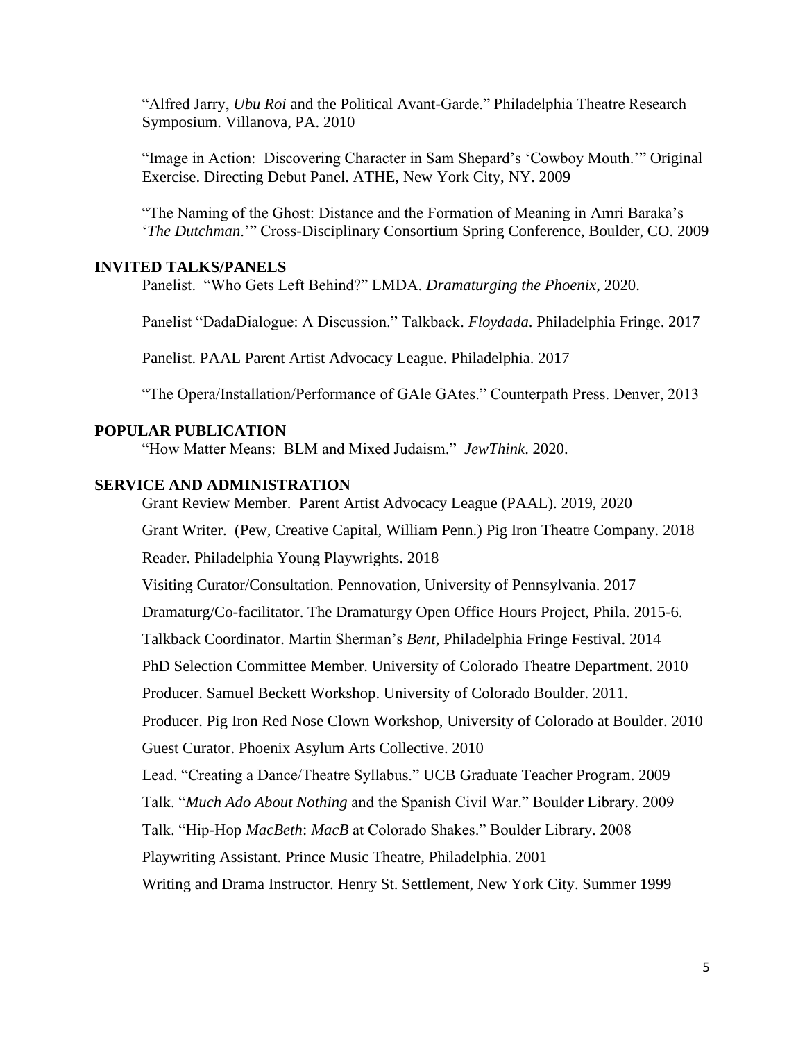"Alfred Jarry, *Ubu Roi* and the Political Avant-Garde." Philadelphia Theatre Research Symposium. Villanova, PA. 2010

"Image in Action: Discovering Character in Sam Shepard's 'Cowboy Mouth.'" Original Exercise. Directing Debut Panel. ATHE, New York City, NY. 2009

"The Naming of the Ghost: Distance and the Formation of Meaning in Amri Baraka's '*The Dutchman*.'" Cross-Disciplinary Consortium Spring Conference, Boulder, CO. 2009

## INVITED TALKS/PANELS

Panelist. "Who Gets Left Behind?" LMDA. *Dramaturging the Phoenix*, 2020.

Panelist "DadaDialogue: A Discussion." Talkback. *Floydada*. Philadelphia Fringe. 2017

Panelist. PAAL Parent Artist Advocacy League. Philadelphia. 2017

"The Opera/Installation/Performance of GAle GAtes." Counterpath Press. Denver, 2013

## POPULAR PUBLICATION

"How Matter Means: BLM and Mixed Judaism." *JewThink*. 2020.

## SERVICE AND ADMINISTRATION

Grant Review Member. Parent Artist Advocacy League (PAAL). 2019, 2020

Grant Writer. (Pew, Creative Capital, William Penn.) Pig Iron Theatre Company. 2018

Reader. Philadelphia Young Playwrights. 2018

Visiting Curator/Consultation. Pennovation, University of Pennsylvania. 2017

Dramaturg/Co-facilitator. The Dramaturgy Open Office Hours Project, Phila. 2015-6.

Talkback Coordinator. Martin Sherman's *Bent*, Philadelphia Fringe Festival. 2014

PhD Selection Committee Member. University of Colorado Theatre Department. 2010

Producer. Samuel Beckett Workshop. University of Colorado Boulder. 2011.

Producer. Pig Iron Red Nose Clown Workshop, University of Colorado at Boulder. 2010

Guest Curator. Phoenix Asylum Arts Collective. 2010

Lead. "Creating a Dance/Theatre Syllabus." UCB Graduate Teacher Program. 2009

Talk. "*Much Ado About Nothing* and the Spanish Civil War." Boulder Library. 2009

Talk. "Hip-Hop *MacBeth*: *MacB* at Colorado Shakes." Boulder Library. 2008

Playwriting Assistant. Prince Music Theatre, Philadelphia. 2001

Writing and Drama Instructor. Henry St. Settlement, New York City. Summer 1999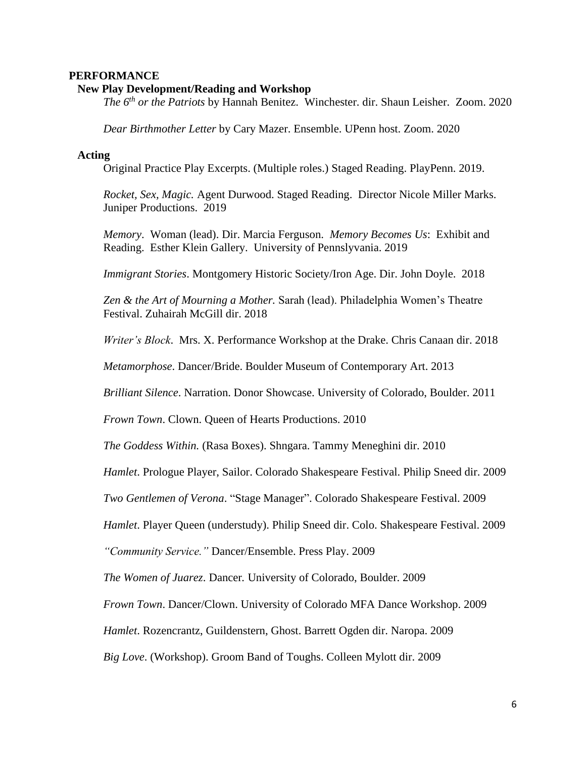## PERFORMANCE

### New Play Development/Reading and Workshop

*The 6th or the Patriots* by Hannah Benitez. Winchester. dir. Shaun Leisher. Zoom. 2020

*Dear Birthmother Letter* by Cary Mazer. Ensemble. UPenn host. Zoom. 2020

### Acting

Original Practice Play Excerpts. (Multiple roles.) Staged Reading. PlayPenn. 2019.

*Rocket, Sex, Magic.* Agent Durwood. Staged Reading. Director Nicole Miller Marks. Juniper Productions. 2019

*Memory*. Woman (lead). Dir. Marcia Ferguson. *Memory Becomes Us*: Exhibit and Reading. Esther Klein Gallery. University of Pennslyvania. 2019

*Immigrant Stories*. Montgomery Historic Society/Iron Age. Dir. John Doyle. 2018

*Zen & the Art of Mourning a Mother.* Sarah (lead). Philadelphia Women's Theatre Festival. Zuhairah McGill dir. 2018

*Writer's Block*. Mrs. X. Performance Workshop at the Drake. Chris Canaan dir. 2018

*Metamorphose*. Dancer/Bride. Boulder Museum of Contemporary Art. 2013

*Brilliant Silence*. Narration. Donor Showcase. University of Colorado, Boulder. 2011

*Frown Town*. Clown. Queen of Hearts Productions. 2010

*The Goddess Within.* (Rasa Boxes). Shngara. Tammy Meneghini dir. 2010

*Hamlet*. Prologue Player, Sailor. Colorado Shakespeare Festival. Philip Sneed dir. 2009

*Two Gentlemen of Verona*. "Stage Manager". Colorado Shakespeare Festival. 2009

*Hamlet*. Player Queen (understudy). Philip Sneed dir. Colo. Shakespeare Festival. 2009

*"Community Service."* Dancer/Ensemble. Press Play. 2009

*The Women of Juarez*. Dancer. University of Colorado, Boulder. 2009

*Frown Town*. Dancer/Clown. University of Colorado MFA Dance Workshop. 2009

*Hamlet*. Rozencrantz, Guildenstern, Ghost. Barrett Ogden dir. Naropa. 2009

*Big Love*. (Workshop). Groom Band of Toughs. Colleen Mylott dir. 2009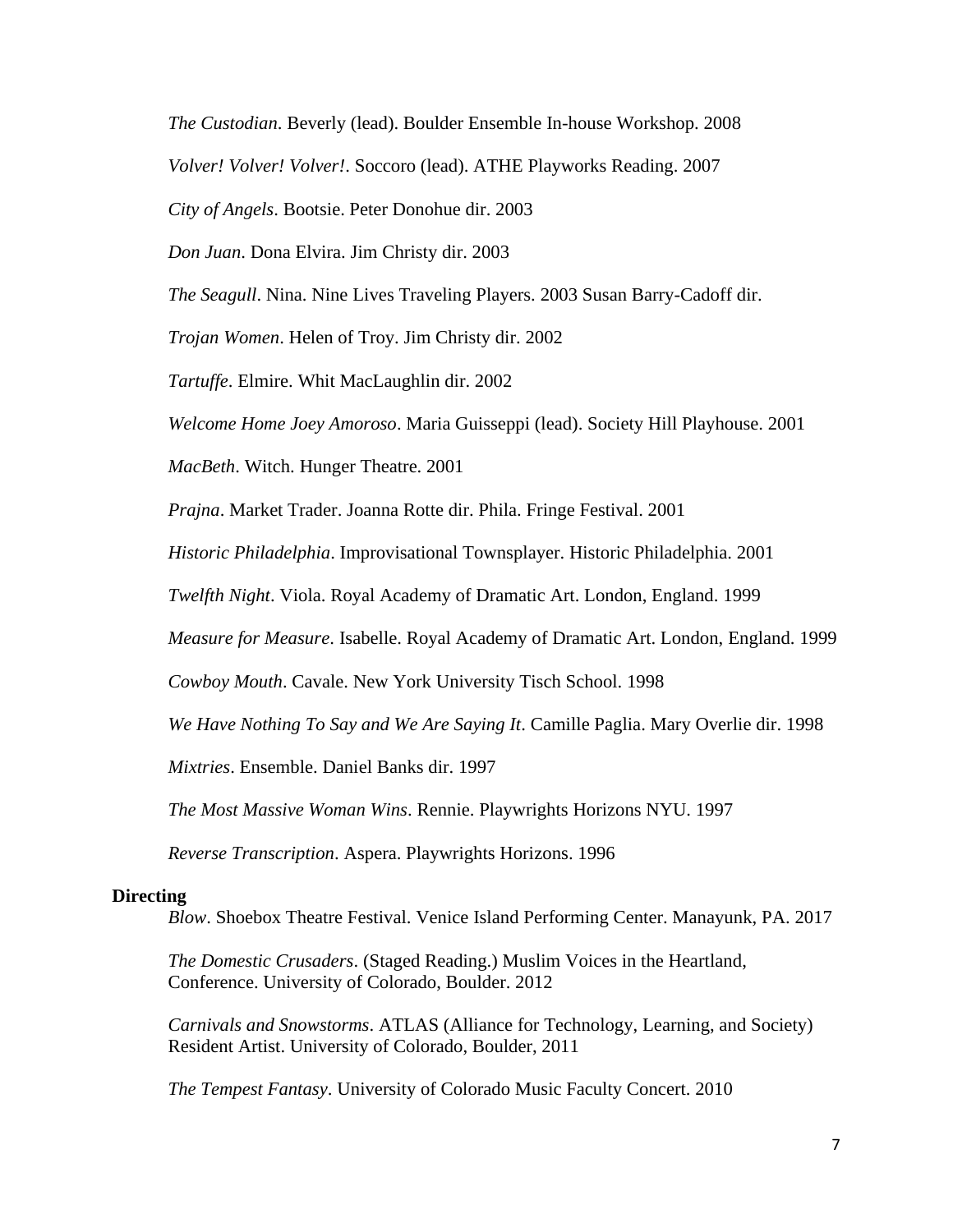*The Custodian*. Beverly (lead). Boulder Ensemble In-house Workshop. 2008

*Volver! Volver! Volver!*. Soccoro (lead). ATHE Playworks Reading. 2007

*City of Angels*. Bootsie. Peter Donohue dir. 2003

*Don Juan*. Dona Elvira. Jim Christy dir. 2003

*The Seagull*. Nina. Nine Lives Traveling Players. 2003 Susan Barry-Cadoff dir.

*Trojan Women*. Helen of Troy. Jim Christy dir. 2002

*Tartuffe*. Elmire. Whit MacLaughlin dir. 2002

*Welcome Home Joey Amoroso*. Maria Guisseppi (lead). Society Hill Playhouse. 2001

*MacBeth*. Witch. Hunger Theatre. 2001

*Prajna*. Market Trader. Joanna Rotte dir. Phila. Fringe Festival. 2001

*Historic Philadelphia*. Improvisational Townsplayer. Historic Philadelphia. 2001

*Twelfth Night*. Viola. Royal Academy of Dramatic Art. London, England. 1999

*Measure for Measure*. Isabelle. Royal Academy of Dramatic Art. London, England. 1999

*Cowboy Mouth*. Cavale. New York University Tisch School. 1998

*We Have Nothing To Say and We Are Saying It*. Camille Paglia. Mary Overlie dir. 1998

*Mixtries*. Ensemble. Daniel Banks dir. 1997

*The Most Massive Woman Wins*. Rennie. Playwrights Horizons NYU. 1997

*Reverse Transcription*. Aspera. Playwrights Horizons. 1996

**Directing**

*Blow*. Shoebox Theatre Festival. Venice Island Performing Center. Manayunk, PA. 2017

*The Domestic Crusaders*. (Staged Reading.) Muslim Voices in the Heartland, Conference. University of Colorado, Boulder. 2012

*Carnivals and Snowstorms*. ATLAS (Alliance for Technology, Learning, and Society) Resident Artist. University of Colorado, Boulder, 2011

*The Tempest Fantasy*. University of Colorado Music Faculty Concert. 2010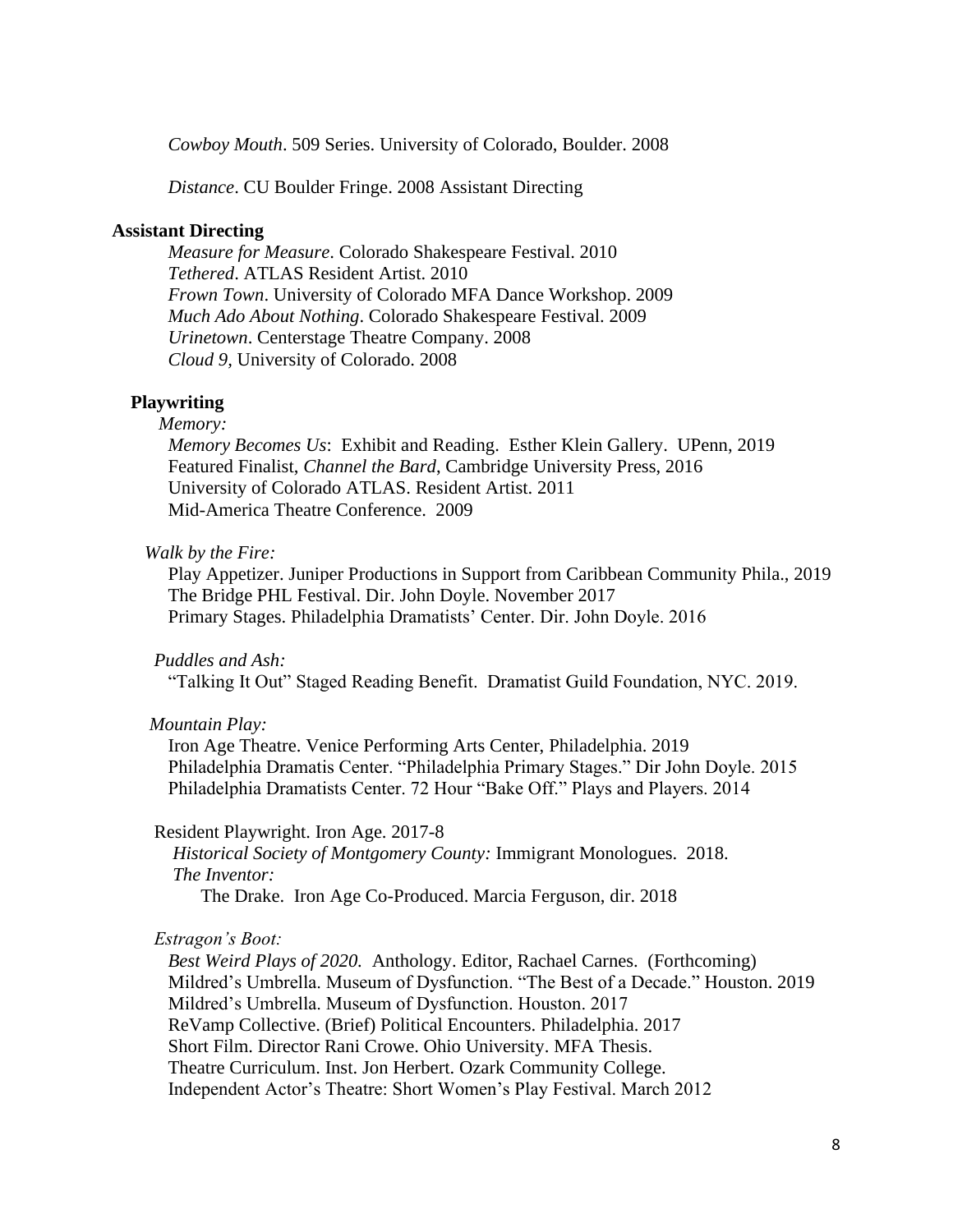*Cowboy Mouth*. 509 Series. University of Colorado, Boulder. 2008

*Distance*. CU Boulder Fringe. 2008 Assistant Directing

**Assistant Directing**

*Measure for Measure*. Colorado Shakespeare Festival. 2010
*Tethered*. ATLAS Resident Artist. 2010
*Frown Town*. University of Colorado MFA Dance Workshop. 2009
*Much Ado About Nothing*. Colorado Shakespeare Festival. 2009
*Urinetown*. Centerstage Theatre Company. 2008
*Cloud 9,* University of Colorado. 2008

**Playwriting**

*Memory:*
*Memory Becomes Us*: Exhibit and Reading. Esther Klein Gallery. UPenn, 2019
Featured Finalist, *Channel the Bard*, Cambridge University Press, 2016
University of Colorado ATLAS. Resident Artist. 2011
Mid-America Theatre Conference. 2009

*Walk by the Fire:*
Play Appetizer. Juniper Productions in Support from Caribbean Community Phila., 2019
The Bridge PHL Festival. Dir. John Doyle. November 2017
Primary Stages. Philadelphia Dramatists' Center. Dir. John Doyle. 2016

*Puddles and Ash:*
"Talking It Out" Staged Reading Benefit. Dramatist Guild Foundation, NYC. 2019.

*Mountain Play:*
Iron Age Theatre. Venice Performing Arts Center, Philadelphia. 2019
Philadelphia Dramatis Center. "Philadelphia Primary Stages." Dir John Doyle. 2015
Philadelphia Dramatists Center. 72 Hour "Bake Off." Plays and Players. 2014

Resident Playwright. Iron Age. 2017-8
*Historical Society of Montgomery County:* Immigrant Monologues. 2018.
*The Inventor:*
The Drake. Iron Age Co-Produced. Marcia Ferguson, dir. 2018

*Estragon's Boot:*
*Best Weird Plays of 2020.* Anthology. Editor, Rachael Carnes. (Forthcoming)
Mildred's Umbrella. Museum of Dysfunction. "The Best of a Decade." Houston. 2019
Mildred's Umbrella. Museum of Dysfunction. Houston. 2017
ReVamp Collective. (Brief) Political Encounters. Philadelphia. 2017
Short Film. Director Rani Crowe. Ohio University. MFA Thesis.
Theatre Curriculum. Inst. Jon Herbert. Ozark Community College.
Independent Actor's Theatre: Short Women's Play Festival. March 2012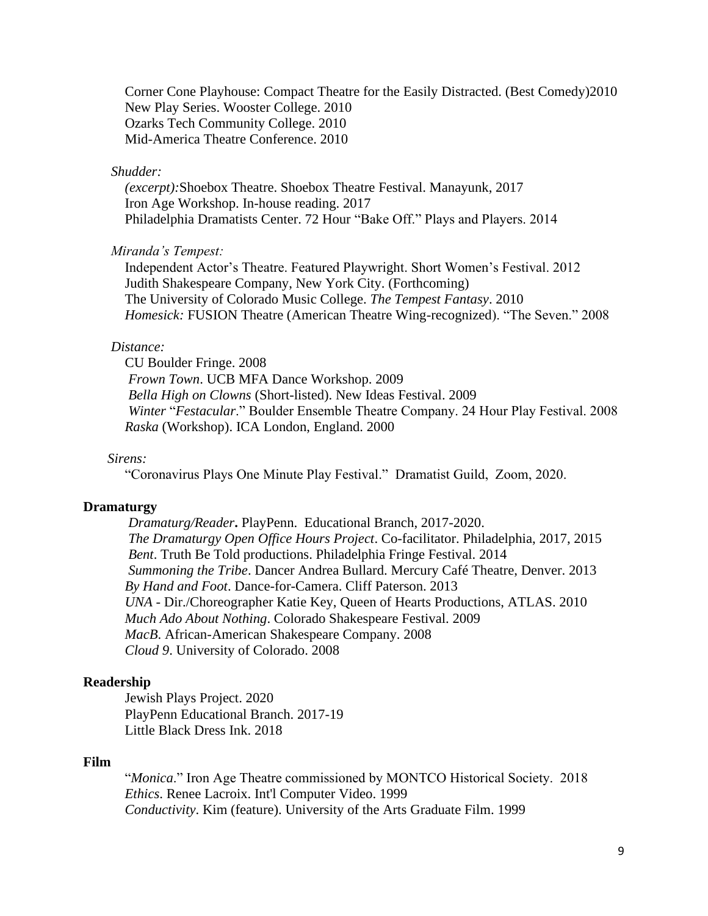Corner Cone Playhouse: Compact Theatre for the Easily Distracted. (Best Comedy)2010
New Play Series. Wooster College. 2010
Ozarks Tech Community College. 2010
Mid-America Theatre Conference. 2010

*Shudder:*

*(excerpt):*Shoebox Theatre. Shoebox Theatre Festival. Manayunk, 2017
Iron Age Workshop. In-house reading. 2017
Philadelphia Dramatists Center. 72 Hour "Bake Off." Plays and Players. 2014

*Miranda's Tempest:*

Independent Actor's Theatre. Featured Playwright. Short Women's Festival. 2012
Judith Shakespeare Company, New York City. (Forthcoming)
The University of Colorado Music College. *The Tempest Fantasy*. 2010
*Homesick:* FUSION Theatre (American Theatre Wing-recognized). "The Seven." 2008

*Distance:*

CU Boulder Fringe. 2008
*Frown Town*. UCB MFA Dance Workshop. 2009
*Bella High on Clowns* (Short-listed). New Ideas Festival. 2009
*Winter* "*Festacular*." Boulder Ensemble Theatre Company. 24 Hour Play Festival. 2008
*Raska* (Workshop). ICA London, England. 2000

*Sirens:*

"Coronavirus Plays One Minute Play Festival." Dramatist Guild, Zoom, 2020.

**Dramaturgy**

*Dramaturg/Reader***.** PlayPenn. Educational Branch, 2017-2020.
*The Dramaturgy Open Office Hours Project*. Co-facilitator. Philadelphia, 2017, 2015
*Bent*. Truth Be Told productions. Philadelphia Fringe Festival. 2014
*Summoning the Tribe*. Dancer Andrea Bullard. Mercury Café Theatre, Denver. 2013
*By Hand and Foot*. Dance-for-Camera. Cliff Paterson. 2013
*UNA* - Dir./Choreographer Katie Key, Queen of Hearts Productions, ATLAS. 2010
*Much Ado About Nothing*. Colorado Shakespeare Festival. 2009
*MacB.* African-American Shakespeare Company. 2008
*Cloud 9*. University of Colorado. 2008

**Readership**

Jewish Plays Project. 2020
PlayPenn Educational Branch. 2017-19
Little Black Dress Ink. 2018

**Film**

"*Monica*." Iron Age Theatre commissioned by MONTCO Historical Society. 2018
*Ethics*. Renee Lacroix. Int'l Computer Video. 1999
*Conductivity*. Kim (feature). University of the Arts Graduate Film. 1999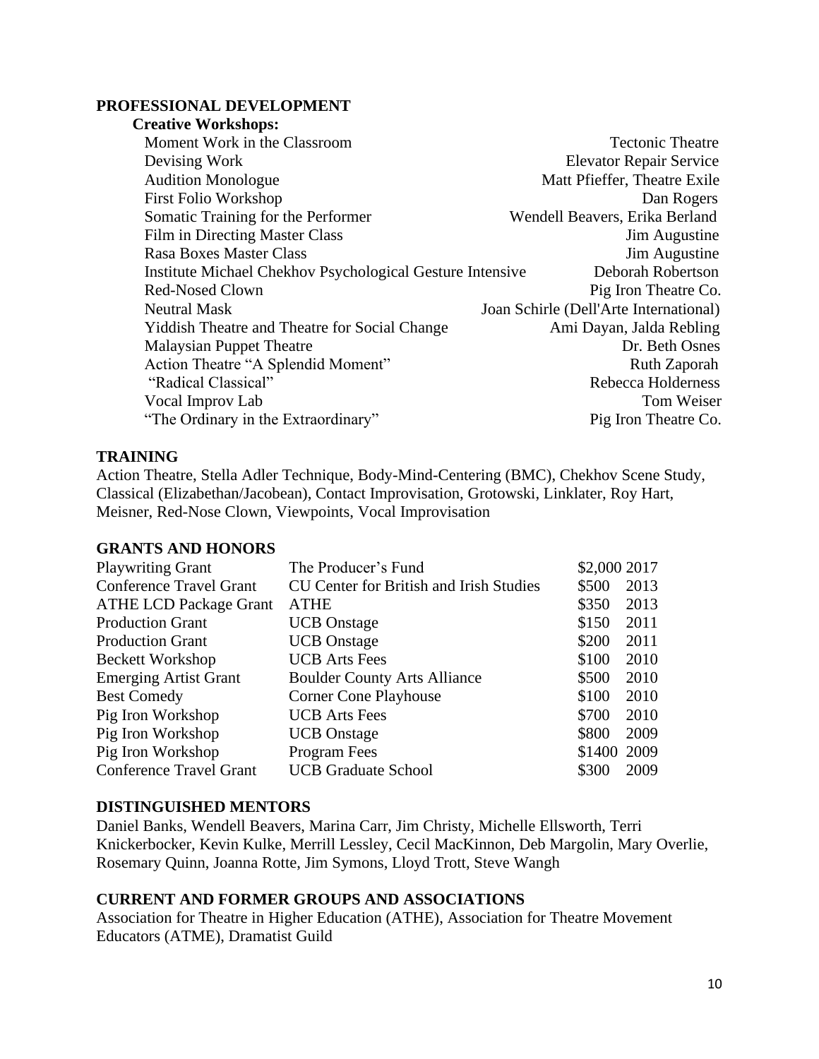## PROFESSIONAL DEVELOPMENT

### Creative Workshops:

| | |
|---|---|
| Moment Work in the Classroom | Tectonic Theatre |
| Devising Work | Elevator Repair Service |
| Audition Monologue | Matt Pfieffer, Theatre Exile |
| First Folio Workshop | Dan Rogers |
| Somatic Training for the Performer | Wendell Beavers, Erika Berland |
| Film in Directing Master Class | Jim Augustine |
| Rasa Boxes Master Class | Jim Augustine |
| Institute Michael Chekhov Psychological Gesture Intensive | Deborah Robertson |
| Red-Nosed Clown | Pig Iron Theatre Co. |
| Neutral Mask | Joan Schirle (Dell'Arte International) |
| Yiddish Theatre and Theatre for Social Change | Ami Dayan, Jalda Rebling |
| Malaysian Puppet Theatre | Dr. Beth Osnes |
| Action Theatre "A Splendid Moment" | Ruth Zaporah |
| "Radical Classical" | Rebecca Holderness |
| Vocal Improv Lab | Tom Weiser |
| "The Ordinary in the Extraordinary" | Pig Iron Theatre Co. |

## TRAINING

Action Theatre, Stella Adler Technique, Body-Mind-Centering (BMC), Chekhov Scene Study, Classical (Elizabethan/Jacobean), Contact Improvisation, Grotowski, Linklater, Roy Hart, Meisner, Red-Nose Clown, Viewpoints, Vocal Improvisation

## GRANTS AND HONORS

| | | | |
|---|---|---|---|
| Playwriting Grant | The Producer's Fund | $2,000 | 2017 |
| Conference Travel Grant | CU Center for British and Irish Studies | $500 | 2013 |
| ATHE LCD Package Grant | ATHE | $350 | 2013 |
| Production Grant | UCB Onstage | $150 | 2011 |
| Production Grant | UCB Onstage | $200 | 2011 |
| Beckett Workshop | UCB Arts Fees | $100 | 2010 |
| Emerging Artist Grant | Boulder County Arts Alliance | $500 | 2010 |
| Best Comedy | Corner Cone Playhouse | $100 | 2010 |
| Pig Iron Workshop | UCB Arts Fees | $700 | 2010 |
| Pig Iron Workshop | UCB Onstage | $800 | 2009 |
| Pig Iron Workshop | Program Fees | $1400 | 2009 |
| Conference Travel Grant | UCB Graduate School | $300 | 2009 |

## DISTINGUISHED MENTORS

Daniel Banks, Wendell Beavers, Marina Carr, Jim Christy, Michelle Ellsworth, Terri Knickerbocker, Kevin Kulke, Merrill Lessley, Cecil MacKinnon, Deb Margolin, Mary Overlie, Rosemary Quinn, Joanna Rotte, Jim Symons, Lloyd Trott, Steve Wangh

## CURRENT AND FORMER GROUPS AND ASSOCIATIONS

Association for Theatre in Higher Education (ATHE), Association for Theatre Movement Educators (ATME), Dramatist Guild